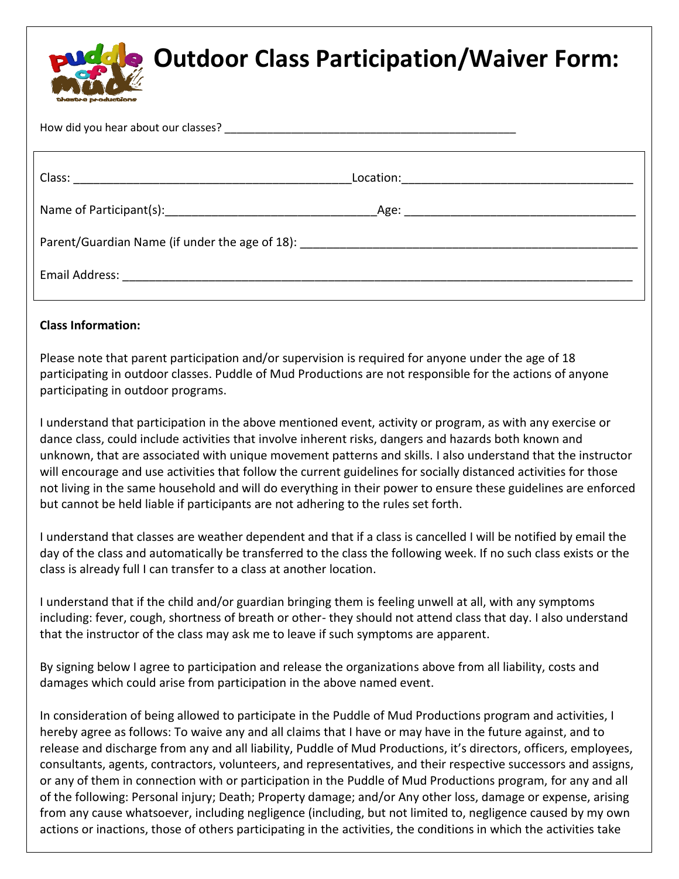# Outdoor Class Participation/Waiver Form:

How did you hear about our classes? ________________________________________________

Class: __________________________________________ Location: __________________________________

Name of Participant(s): ______________________________ Age: __________________________________

Parent/Guardian Name (if under the age of 18): ____________________________________________________

Email Address: ______________________________________________________________________________

**Class Information:**

Please note that parent participation and/or supervision is required for anyone under the age of 18 participating in outdoor classes. Puddle of Mud Productions are not responsible for the actions of anyone participating in outdoor programs.

I understand that participation in the above mentioned event, activity or program, as with any exercise or dance class, could include activities that involve inherent risks, dangers and hazards both known and unknown, that are associated with unique movement patterns and skills. I also understand that the instructor will encourage and use activities that follow the current guidelines for socially distanced activities for those not living in the same household and will do everything in their power to ensure these guidelines are enforced but cannot be held liable if participants are not adhering to the rules set forth.

I understand that classes are weather dependent and that if a class is cancelled I will be notified by email the day of the class and automatically be transferred to the class the following week. If no such class exists or the class is already full I can transfer to a class at another location.

I understand that if the child and/or guardian bringing them is feeling unwell at all, with any symptoms including: fever, cough, shortness of breath or other- they should not attend class that day. I also understand that the instructor of the class may ask me to leave if such symptoms are apparent.

By signing below I agree to participation and release the organizations above from all liability, costs and damages which could arise from participation in the above named event.

In consideration of being allowed to participate in the Puddle of Mud Productions program and activities, I hereby agree as follows: To waive any and all claims that I have or may have in the future against, and to release and discharge from any and all liability, Puddle of Mud Productions, it's directors, officers, employees, consultants, agents, contractors, volunteers, and representatives, and their respective successors and assigns, or any of them in connection with or participation in the Puddle of Mud Productions program, for any and all of the following: Personal injury; Death; Property damage; and/or Any other loss, damage or expense, arising from any cause whatsoever, including negligence (including, but not limited to, negligence caused by my own actions or inactions, those of others participating in the activities, the conditions in which the activities take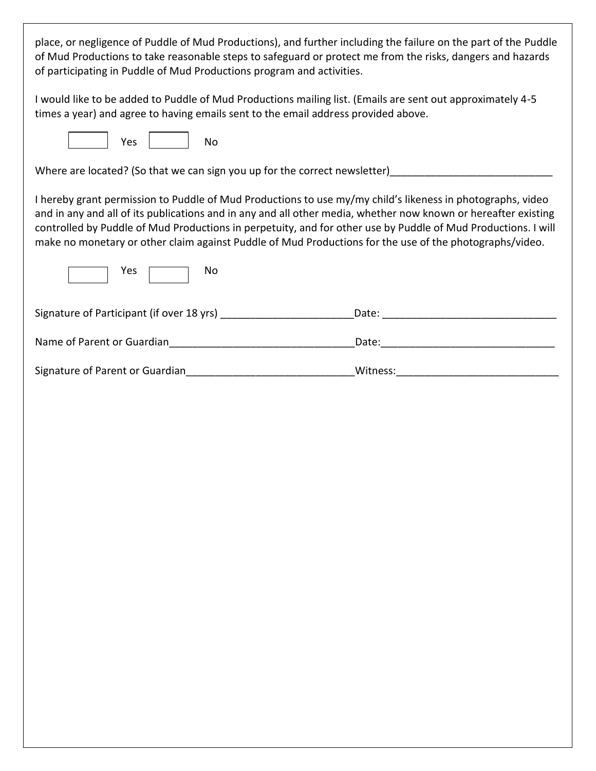place, or negligence of Puddle of Mud Productions), and further including the failure on the part of the Puddle of Mud Productions to take reasonable steps to safeguard or protect me from the risks, dangers and hazards of participating in Puddle of Mud Productions program and activities.

I would like to be added to Puddle of Mud Productions mailing list. (Emails are sent out approximately 4-5 times a year) and agree to having emails sent to the email address provided above.

☐ Yes ☐ No

Where are located? (So that we can sign you up for the correct newsletter)____________________________

I hereby grant permission to Puddle of Mud Productions to use my/my child's likeness in photographs, video and in any and all of its publications and in any and all other media, whether now known or hereafter existing controlled by Puddle of Mud Productions in perpetuity, and for other use by Puddle of Mud Productions. I will make no monetary or other claim against Puddle of Mud Productions for the use of the photographs/video.

☐ Yes ☐ No

Signature of Participant (if over 18 yrs) _______________________Date: ______________________________

Name of Parent or Guardian________________________________Date:______________________________

Signature of Parent or Guardian_____________________________Witness:____________________________